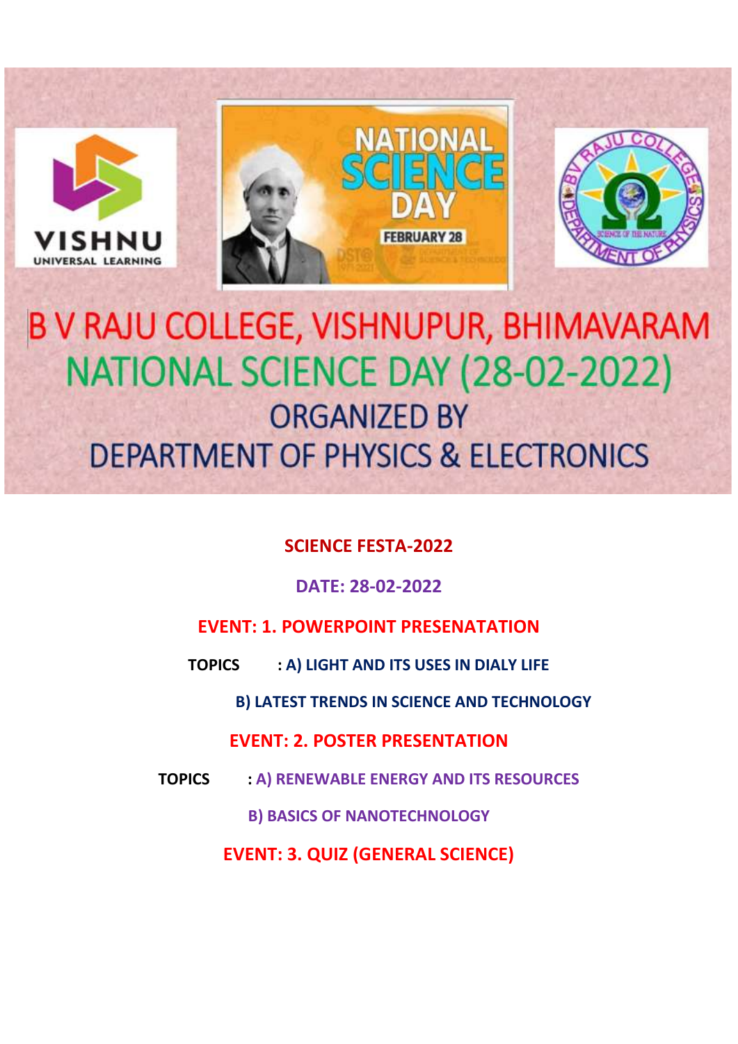# B V RAJU COLLEGE, VISHNUPUR, BHIMAVARAM

## NATIONAL SCIENCE DAY (28-02-2022)

### ORGANIZED BY

### DEPARTMENT OF PHYSICS & ELECTRONICS

**SCIENCE FESTA-2022**

**DATE: 28-02-2022**

**EVENT: 1. POWERPOINT PRESENATATION**

**TOPICS : A) LIGHT AND ITS USES IN DIALY LIFE**

**B) LATEST TRENDS IN SCIENCE AND TECHNOLOGY**

**EVENT: 2. POSTER PRESENTATION**

**TOPICS : A) RENEWABLE ENERGY AND ITS RESOURCES**

**B) BASICS OF NANOTECHNOLOGY**

**EVENT: 3. QUIZ (GENERAL SCIENCE)**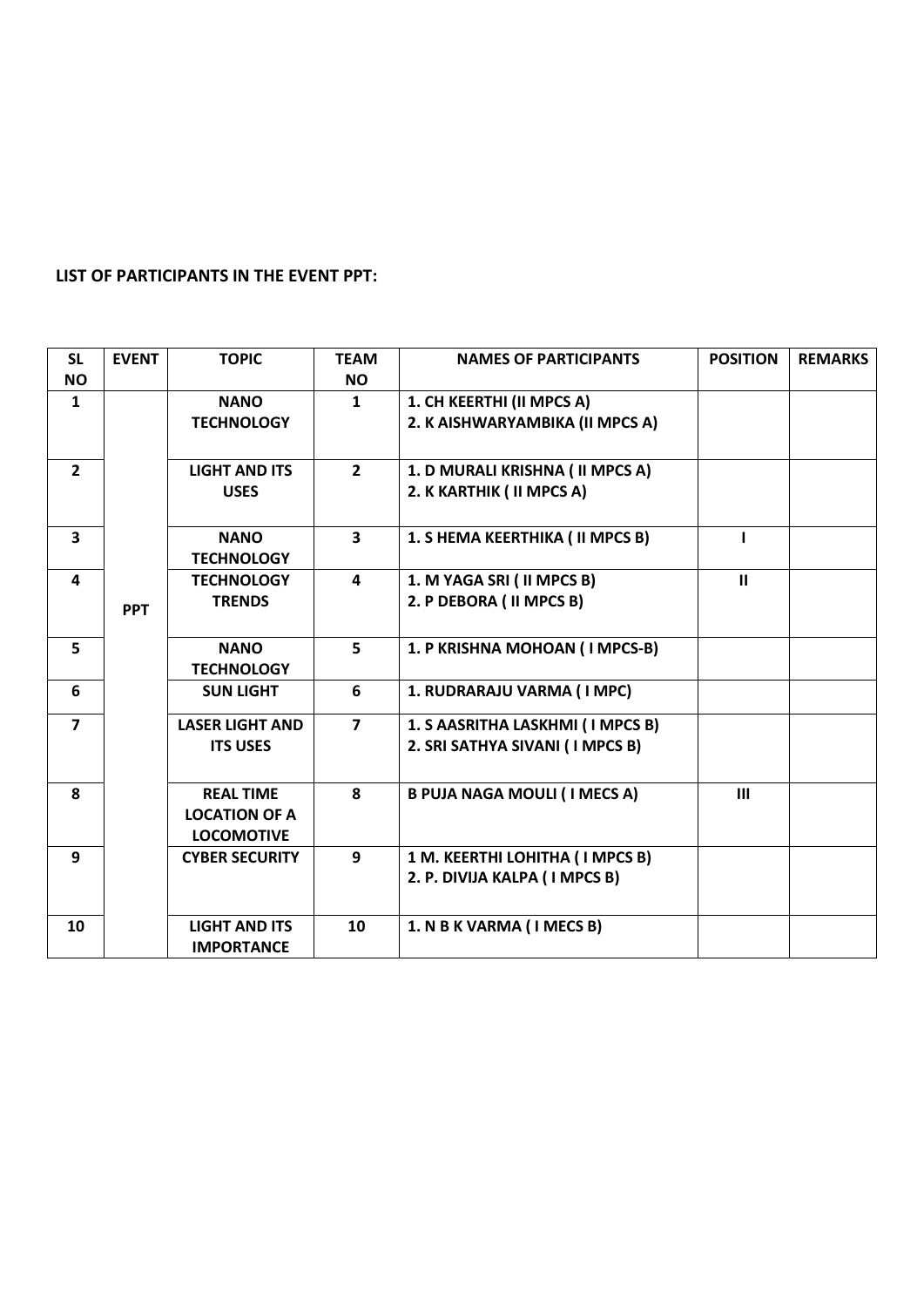**LIST OF PARTICIPANTS IN THE EVENT PPT:**

| SL NO | EVENT | TOPIC | TEAM NO | NAMES OF PARTICIPANTS | POSITION | REMARKS |
|---|---|---|---|---|---|---|
| 1 | PPT | NANO TECHNOLOGY | 1 | 1. CH KEERTHI (II MPCS A)<br>2. K AISHWARYAMBIKA (II MPCS A) | | |
| 2 | | LIGHT AND ITS USES | 2 | 1. D MURALI KRISHNA ( II MPCS A)<br>2. K KARTHIK ( II MPCS A) | | |
| 3 | | NANO TECHNOLOGY | 3 | 1. S HEMA KEERTHIKA ( II MPCS B) | I | |
| 4 | | TECHNOLOGY TRENDS | 4 | 1. M YAGA SRI ( II MPCS B)<br>2. P DEBORA ( II MPCS B) | II | |
| 5 | | NANO TECHNOLOGY | 5 | 1. P KRISHNA MOHOAN ( I MPCS-B) | | |
| 6 | | SUN LIGHT | 6 | 1. RUDRARAJU VARMA ( I MPC) | | |
| 7 | | LASER LIGHT AND ITS USES | 7 | 1. S AASRITHA LASKHMI ( I MPCS B)<br>2. SRI SATHYA SIVANI ( I MPCS B) | | |
| 8 | | REAL TIME LOCATION OF A LOCOMOTIVE | 8 | B PUJA NAGA MOULI ( I MECS A) | III | |
| 9 | | CYBER SECURITY | 9 | 1 M. KEERTHI LOHITHA ( I MPCS B)<br>2. P. DIVIJA KALPA ( I MPCS B) | | |
| 10 | | LIGHT AND ITS IMPORTANCE | 10 | 1. N B K VARMA ( I MECS B) | | |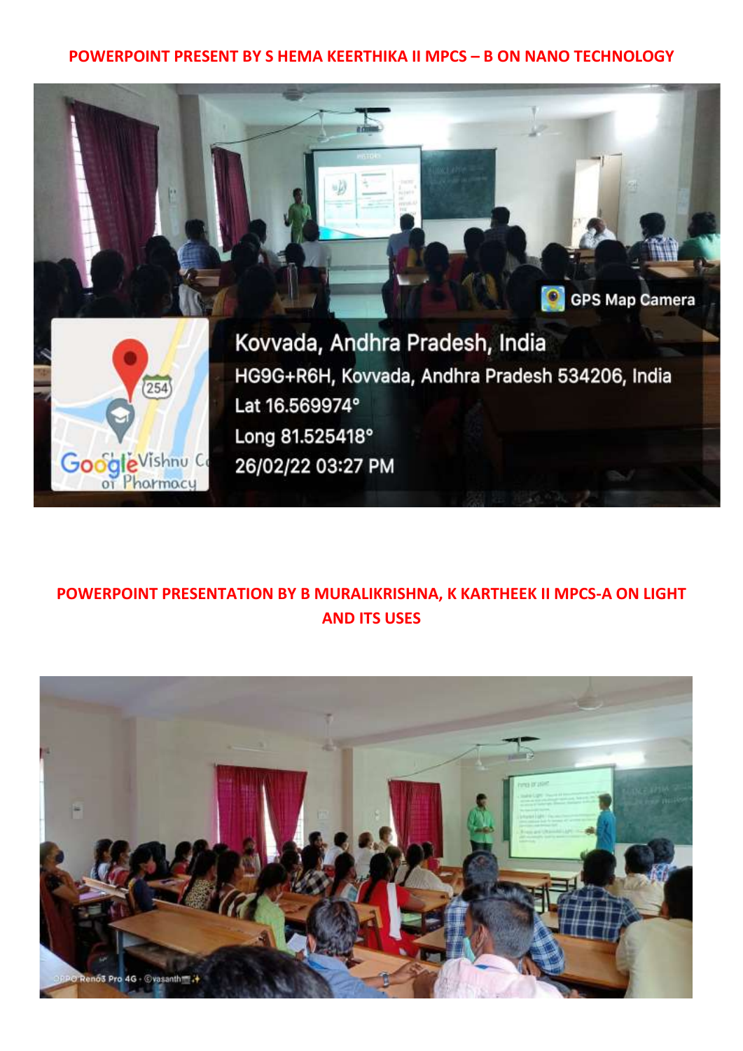**POWERPOINT PRESENT BY S HEMA KEERTHIKA II MPCS – B ON NANO TECHNOLOGY**

**POWERPOINT PRESENTATION BY B MURALIKRISHNA, K KARTHEEK II MPCS-A ON LIGHT AND ITS USES**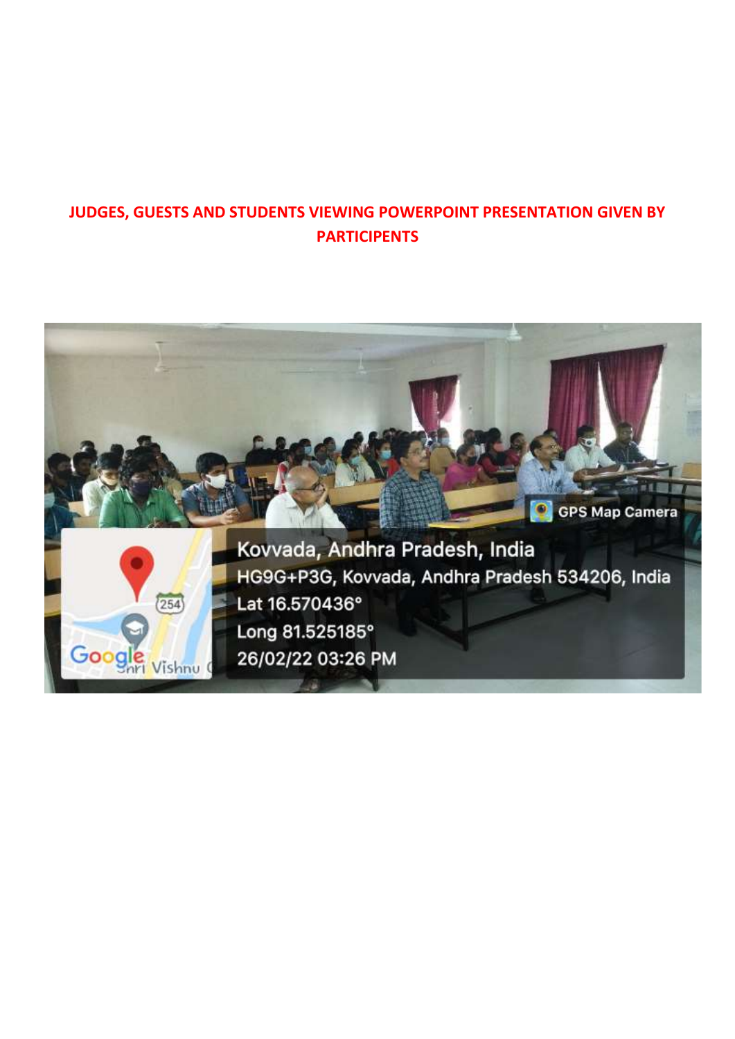**JUDGES, GUESTS AND STUDENTS VIEWING POWERPOINT PRESENTATION GIVEN BY PARTICIPENTS**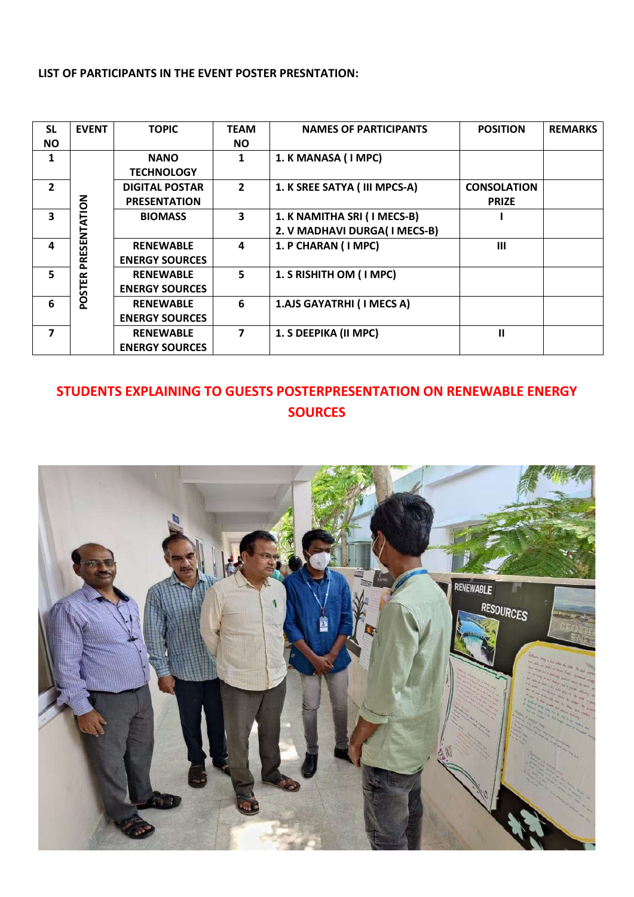**LIST OF PARTICIPANTS IN THE EVENT POSTER PRESNTATION:**

| SL NO | EVENT | TOPIC | TEAM NO | NAMES OF PARTICIPANTS | POSITION | REMARKS |
|---|---|---|---|---|---|---|
| 1 | POSTER PRESENTATION | NANO TECHNOLOGY | 1 | 1. K MANASA ( I MPC) | | |
| 2 | | DIGITAL POSTAR PRESENTATION | 2 | 1. K SREE SATYA ( III MPCS-A) | CONSOLATION PRIZE | |
| 3 | | BIOMASS | 3 | 1. K NAMITHA SRI ( I MECS-B)<br>2. V MADHAVI DURGA( I MECS-B) | I | |
| 4 | | RENEWABLE ENERGY SOURCES | 4 | 1. P CHARAN ( I MPC) | III | |
| 5 | | RENEWABLE ENERGY SOURCES | 5 | 1. S RISHITH OM ( I MPC) | | |
| 6 | | RENEWABLE ENERGY SOURCES | 6 | 1.AJS GAYATRHI ( I MECS A) | | |
| 7 | | RENEWABLE ENERGY SOURCES | 7 | 1. S DEEPIKA (II MPC) | II | |

**STUDENTS EXPLAINING TO GUESTS POSTERPRESENTATION ON RENEWABLE ENERGY SOURCES**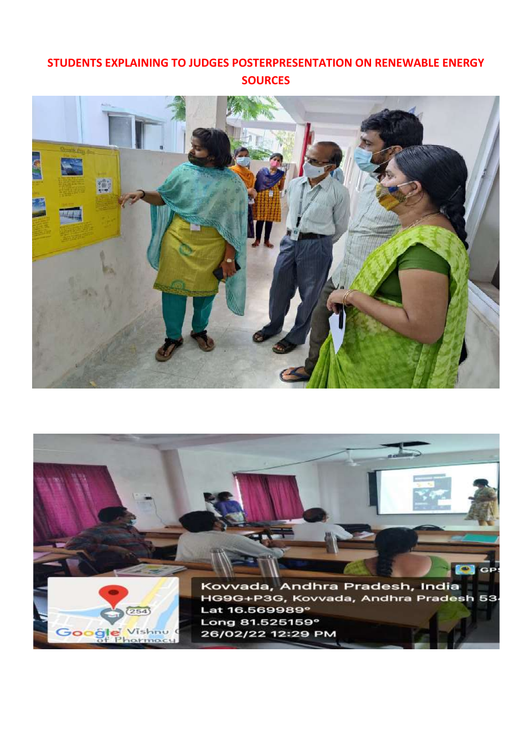**STUDENTS EXPLAINING TO JUDGES POSTERPRESENTATION ON RENEWABLE ENERGY SOURCES**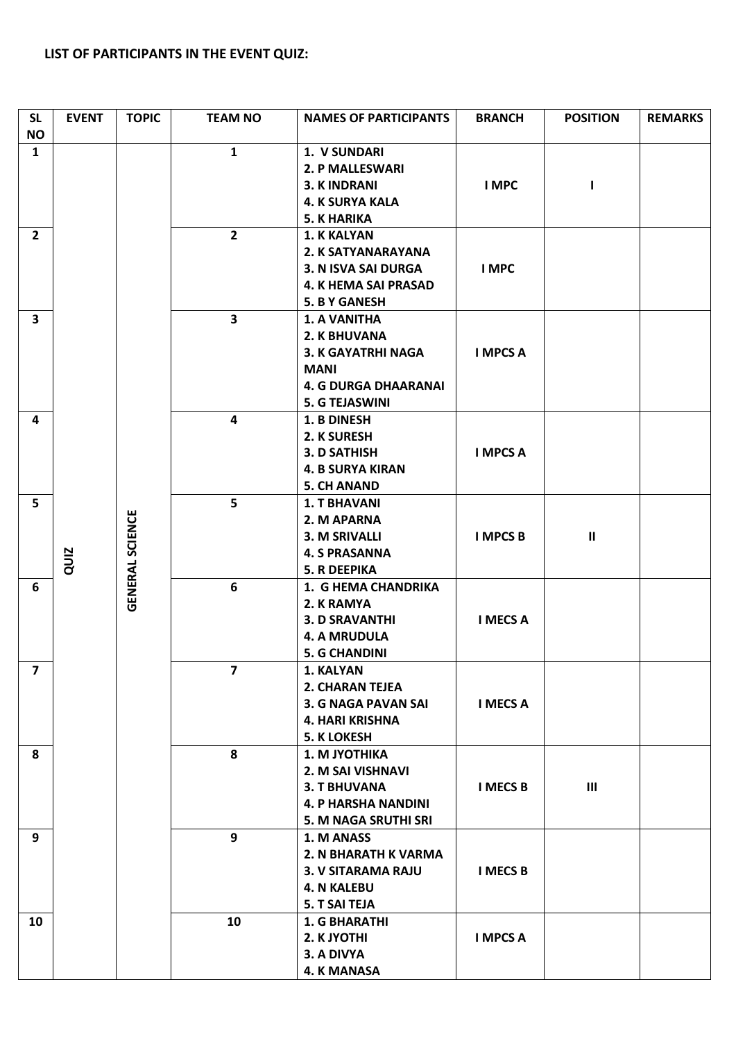**LIST OF PARTICIPANTS IN THE EVENT QUIZ:**

| SL NO | EVENT | TOPIC | TEAM NO | NAMES OF PARTICIPANTS | BRANCH | POSITION | REMARKS |
|---|---|---|---|---|---|---|---|
| 1 | QUIZ | GENERAL SCIENCE | 1 | 1. V SUNDARI<br>2. P MALLESWARI<br>3. K INDRANI<br>4. K SURYA KALA<br>5. K HARIKA | I MPC | I | |
| 2 | | | 2 | 1. K KALYAN<br>2. K SATYANARAYANA<br>3. N ISVA SAI DURGA<br>4. K HEMA SAI PRASAD<br>5. B Y GANESH | I MPC | | |
| 3 | | | 3 | 1. A VANITHA<br>2. K BHUVANA<br>3. K GAYATRHI NAGA MANI<br>4. G DURGA DHAARANAI<br>5. G TEJASWINI | I MPCS A | | |
| 4 | | | 4 | 1. B DINESH<br>2. K SURESH<br>3. D SATHISH<br>4. B SURYA KIRAN<br>5. CH ANAND | I MPCS A | | |
| 5 | | | 5 | 1. T BHAVANI<br>2. M APARNA<br>3. M SRIVALLI<br>4. S PRASANNA<br>5. R DEEPIKA | I MPCS B | II | |
| 6 | | | 6 | 1. G HEMA CHANDRIKA<br>2. K RAMYA<br>3. D SRAVANTHI<br>4. A MRUDULA<br>5. G CHANDINI | I MECS A | | |
| 7 | | | 7 | 1. KALYAN<br>2. CHARAN TEJEA<br>3. G NAGA PAVAN SAI<br>4. HARI KRISHNA<br>5. K LOKESH | I MECS A | | |
| 8 | | | 8 | 1. M JYOTHIKA<br>2. M SAI VISHNAVI<br>3. T BHUVANA<br>4. P HARSHA NANDINI<br>5. M NAGA SRUTHI SRI | I MECS B | III | |
| 9 | | | 9 | 1. M ANASS<br>2. N BHARATH K VARMA<br>3. V SITARAMA RAJU<br>4. N KALEBU<br>5. T SAI TEJA | I MECS B | | |
| 10 | | | 10 | 1. G BHARATHI<br>2. K JYOTHI<br>3. A DIVYA<br>4. K MANASA | I MPCS A | | |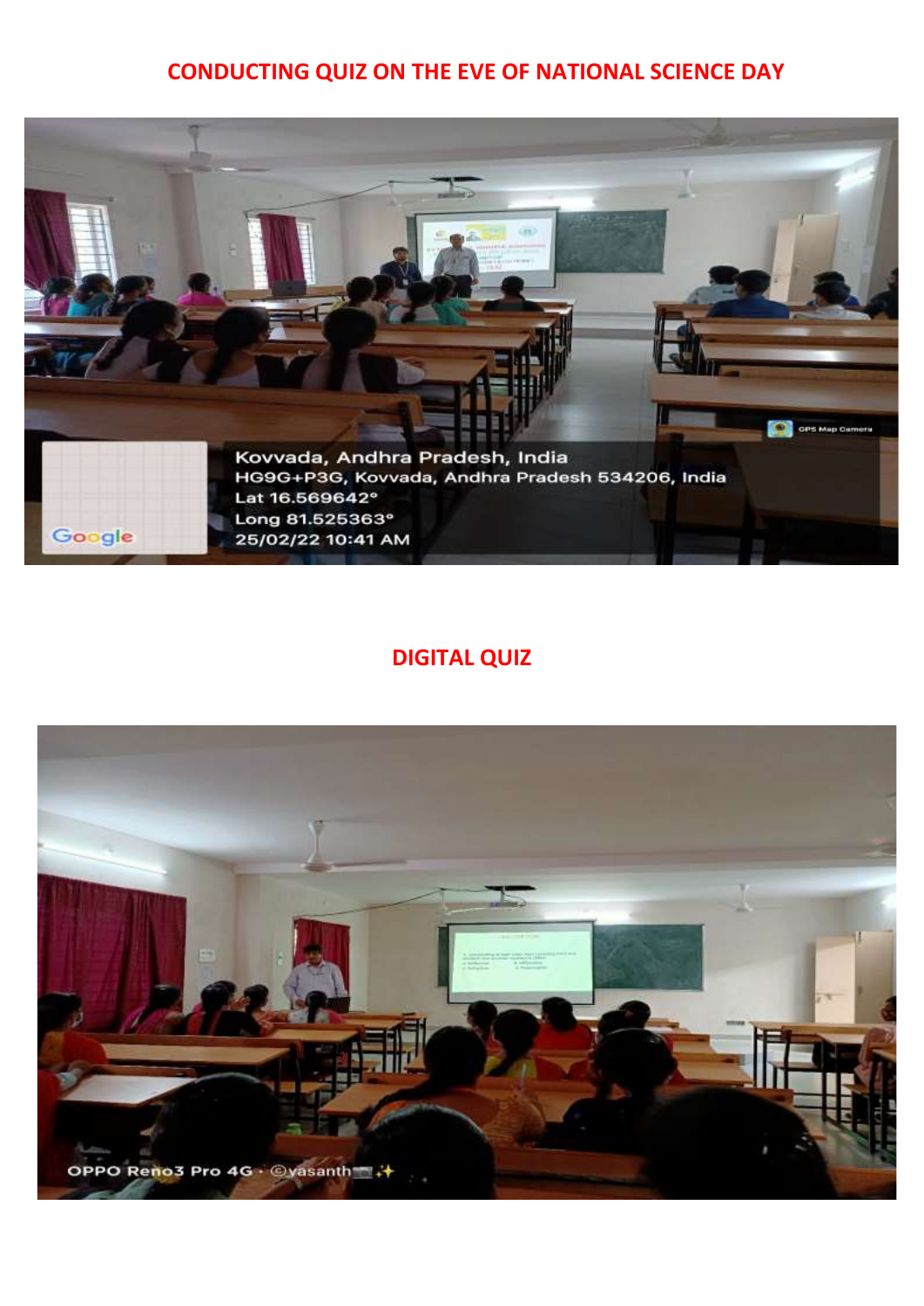## CONDUCTING QUIZ ON THE EVE OF NATIONAL SCIENCE DAY

## DIGITAL QUIZ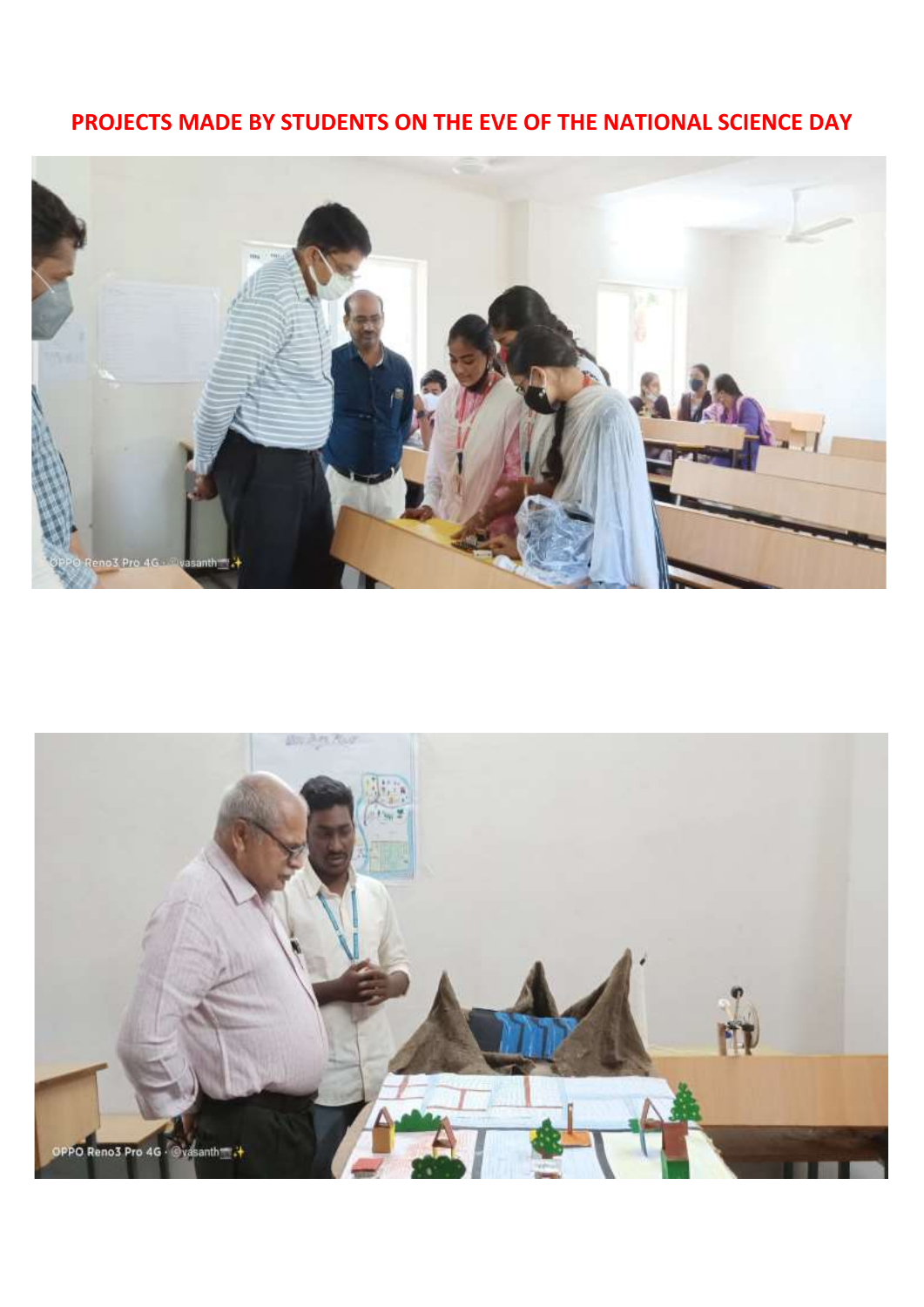# PROJECTS MADE BY STUDENTS ON THE EVE OF THE NATIONAL SCIENCE DAY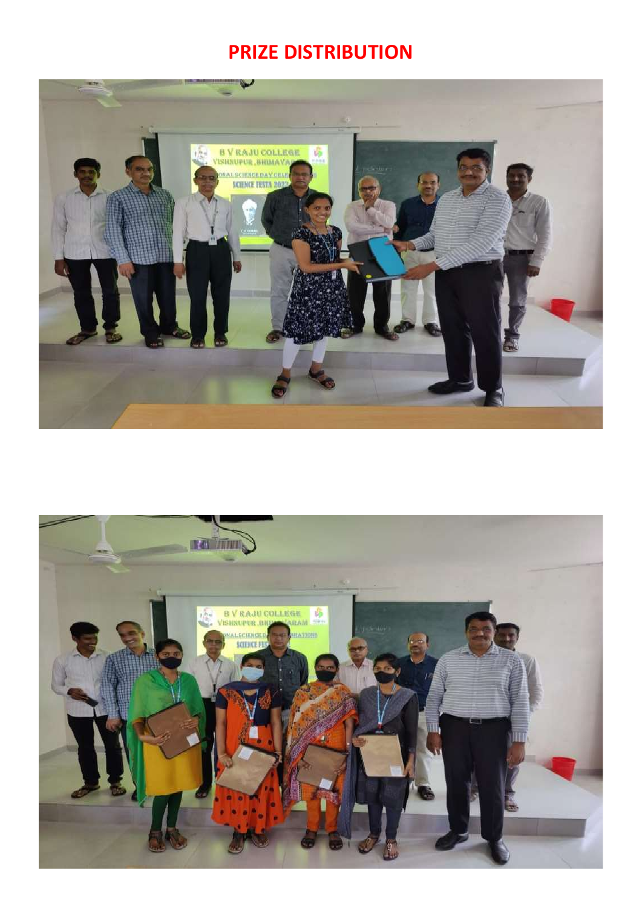# PRIZE DISTRIBUTION